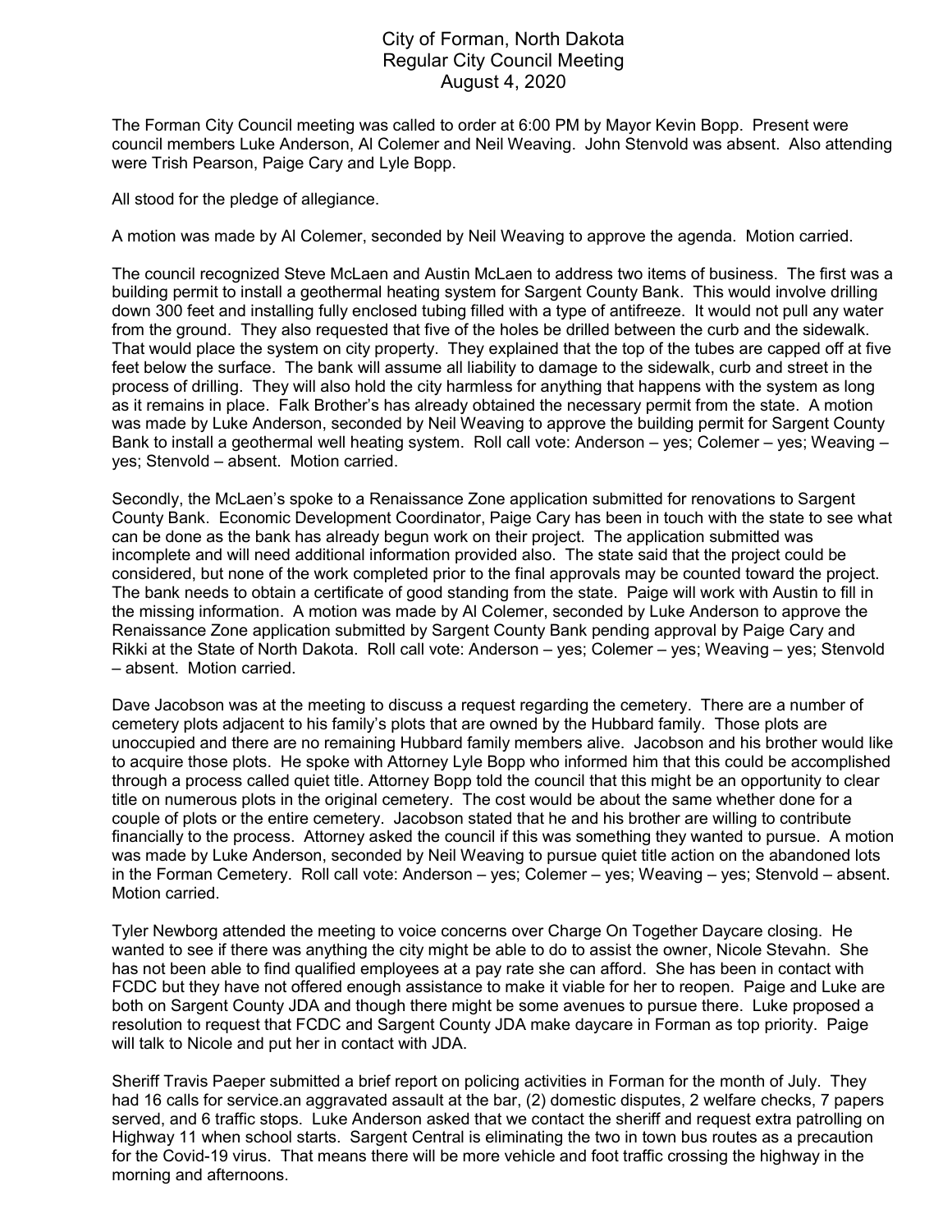# City of Forman, North Dakota
## Regular City Council Meeting
## August 4, 2020

The Forman City Council meeting was called to order at 6:00 PM by Mayor Kevin Bopp. Present were council members Luke Anderson, Al Colemer and Neil Weaving. John Stenvold was absent. Also attending were Trish Pearson, Paige Cary and Lyle Bopp.

All stood for the pledge of allegiance.

A motion was made by Al Colemer, seconded by Neil Weaving to approve the agenda. Motion carried.

The council recognized Steve McLaen and Austin McLaen to address two items of business. The first was a building permit to install a geothermal heating system for Sargent County Bank. This would involve drilling down 300 feet and installing fully enclosed tubing filled with a type of antifreeze. It would not pull any water from the ground. They also requested that five of the holes be drilled between the curb and the sidewalk. That would place the system on city property. They explained that the top of the tubes are capped off at five feet below the surface. The bank will assume all liability to damage to the sidewalk, curb and street in the process of drilling. They will also hold the city harmless for anything that happens with the system as long as it remains in place. Falk Brother's has already obtained the necessary permit from the state. A motion was made by Luke Anderson, seconded by Neil Weaving to approve the building permit for Sargent County Bank to install a geothermal well heating system. Roll call vote: Anderson – yes; Colemer – yes; Weaving – yes; Stenvold – absent. Motion carried.

Secondly, the McLaen's spoke to a Renaissance Zone application submitted for renovations to Sargent County Bank. Economic Development Coordinator, Paige Cary has been in touch with the state to see what can be done as the bank has already begun work on their project. The application submitted was incomplete and will need additional information provided also. The state said that the project could be considered, but none of the work completed prior to the final approvals may be counted toward the project. The bank needs to obtain a certificate of good standing from the state. Paige will work with Austin to fill in the missing information. A motion was made by Al Colemer, seconded by Luke Anderson to approve the Renaissance Zone application submitted by Sargent County Bank pending approval by Paige Cary and Rikki at the State of North Dakota. Roll call vote: Anderson – yes; Colemer – yes; Weaving – yes; Stenvold – absent. Motion carried.

Dave Jacobson was at the meeting to discuss a request regarding the cemetery. There are a number of cemetery plots adjacent to his family's plots that are owned by the Hubbard family. Those plots are unoccupied and there are no remaining Hubbard family members alive. Jacobson and his brother would like to acquire those plots. He spoke with Attorney Lyle Bopp who informed him that this could be accomplished through a process called quiet title. Attorney Bopp told the council that this might be an opportunity to clear title on numerous plots in the original cemetery. The cost would be about the same whether done for a couple of plots or the entire cemetery. Jacobson stated that he and his brother are willing to contribute financially to the process. Attorney asked the council if this was something they wanted to pursue. A motion was made by Luke Anderson, seconded by Neil Weaving to pursue quiet title action on the abandoned lots in the Forman Cemetery. Roll call vote: Anderson – yes; Colemer – yes; Weaving – yes; Stenvold – absent. Motion carried.

Tyler Newborg attended the meeting to voice concerns over Charge On Together Daycare closing. He wanted to see if there was anything the city might be able to do to assist the owner, Nicole Stevahn. She has not been able to find qualified employees at a pay rate she can afford. She has been in contact with FCDC but they have not offered enough assistance to make it viable for her to reopen. Paige and Luke are both on Sargent County JDA and though there might be some avenues to pursue there. Luke proposed a resolution to request that FCDC and Sargent County JDA make daycare in Forman as top priority. Paige will talk to Nicole and put her in contact with JDA.

Sheriff Travis Paeper submitted a brief report on policing activities in Forman for the month of July. They had 16 calls for service.an aggravated assault at the bar, (2) domestic disputes, 2 welfare checks, 7 papers served, and 6 traffic stops. Luke Anderson asked that we contact the sheriff and request extra patrolling on Highway 11 when school starts. Sargent Central is eliminating the two in town bus routes as a precaution for the Covid-19 virus. That means there will be more vehicle and foot traffic crossing the highway in the morning and afternoons.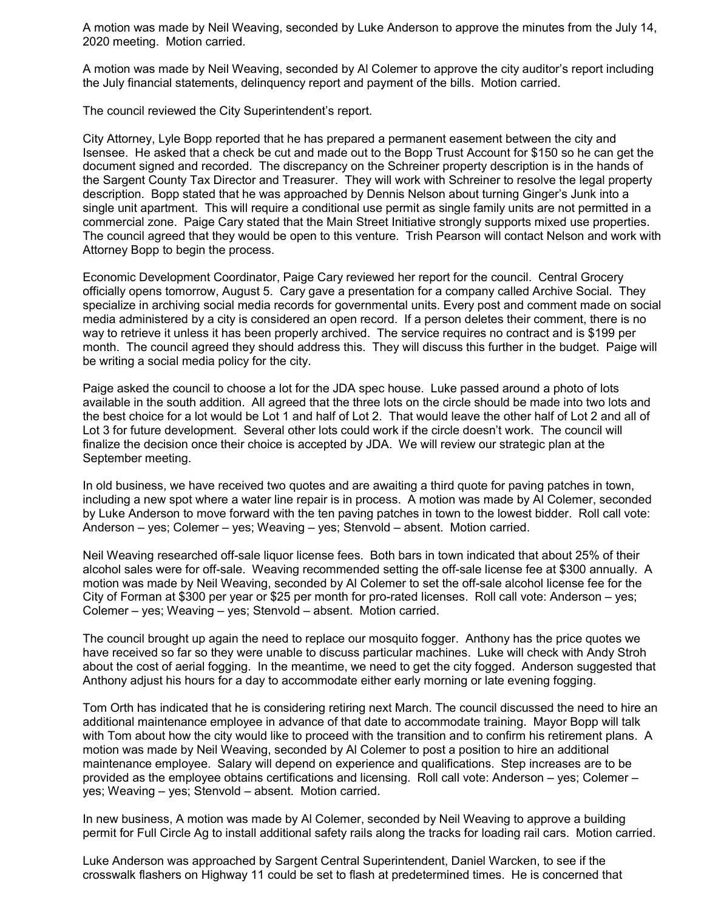A motion was made by Neil Weaving, seconded by Luke Anderson to approve the minutes from the July 14, 2020 meeting. Motion carried.

A motion was made by Neil Weaving, seconded by Al Colemer to approve the city auditor's report including the July financial statements, delinquency report and payment of the bills. Motion carried.

The council reviewed the City Superintendent's report.

City Attorney, Lyle Bopp reported that he has prepared a permanent easement between the city and Isensee. He asked that a check be cut and made out to the Bopp Trust Account for $150 so he can get the document signed and recorded. The discrepancy on the Schreiner property description is in the hands of the Sargent County Tax Director and Treasurer. They will work with Schreiner to resolve the legal property description. Bopp stated that he was approached by Dennis Nelson about turning Ginger's Junk into a single unit apartment. This will require a conditional use permit as single family units are not permitted in a commercial zone. Paige Cary stated that the Main Street Initiative strongly supports mixed use properties. The council agreed that they would be open to this venture. Trish Pearson will contact Nelson and work with Attorney Bopp to begin the process.

Economic Development Coordinator, Paige Cary reviewed her report for the council. Central Grocery officially opens tomorrow, August 5. Cary gave a presentation for a company called Archive Social. They specialize in archiving social media records for governmental units. Every post and comment made on social media administered by a city is considered an open record. If a person deletes their comment, there is no way to retrieve it unless it has been properly archived. The service requires no contract and is $199 per month. The council agreed they should address this. They will discuss this further in the budget. Paige will be writing a social media policy for the city.

Paige asked the council to choose a lot for the JDA spec house. Luke passed around a photo of lots available in the south addition. All agreed that the three lots on the circle should be made into two lots and the best choice for a lot would be Lot 1 and half of Lot 2. That would leave the other half of Lot 2 and all of Lot 3 for future development. Several other lots could work if the circle doesn't work. The council will finalize the decision once their choice is accepted by JDA. We will review our strategic plan at the September meeting.

In old business, we have received two quotes and are awaiting a third quote for paving patches in town, including a new spot where a water line repair is in process. A motion was made by Al Colemer, seconded by Luke Anderson to move forward with the ten paving patches in town to the lowest bidder. Roll call vote: Anderson – yes; Colemer – yes; Weaving – yes; Stenvold – absent. Motion carried.

Neil Weaving researched off-sale liquor license fees. Both bars in town indicated that about 25% of their alcohol sales were for off-sale. Weaving recommended setting the off-sale license fee at $300 annually. A motion was made by Neil Weaving, seconded by Al Colemer to set the off-sale alcohol license fee for the City of Forman at $300 per year or $25 per month for pro-rated licenses. Roll call vote: Anderson – yes; Colemer – yes; Weaving – yes; Stenvold – absent. Motion carried.

The council brought up again the need to replace our mosquito fogger. Anthony has the price quotes we have received so far so they were unable to discuss particular machines. Luke will check with Andy Stroh about the cost of aerial fogging. In the meantime, we need to get the city fogged. Anderson suggested that Anthony adjust his hours for a day to accommodate either early morning or late evening fogging.

Tom Orth has indicated that he is considering retiring next March. The council discussed the need to hire an additional maintenance employee in advance of that date to accommodate training. Mayor Bopp will talk with Tom about how the city would like to proceed with the transition and to confirm his retirement plans. A motion was made by Neil Weaving, seconded by Al Colemer to post a position to hire an additional maintenance employee. Salary will depend on experience and qualifications. Step increases are to be provided as the employee obtains certifications and licensing. Roll call vote: Anderson – yes; Colemer – yes; Weaving – yes; Stenvold – absent. Motion carried.

In new business, A motion was made by Al Colemer, seconded by Neil Weaving to approve a building permit for Full Circle Ag to install additional safety rails along the tracks for loading rail cars. Motion carried.

Luke Anderson was approached by Sargent Central Superintendent, Daniel Warcken, to see if the crosswalk flashers on Highway 11 could be set to flash at predetermined times. He is concerned that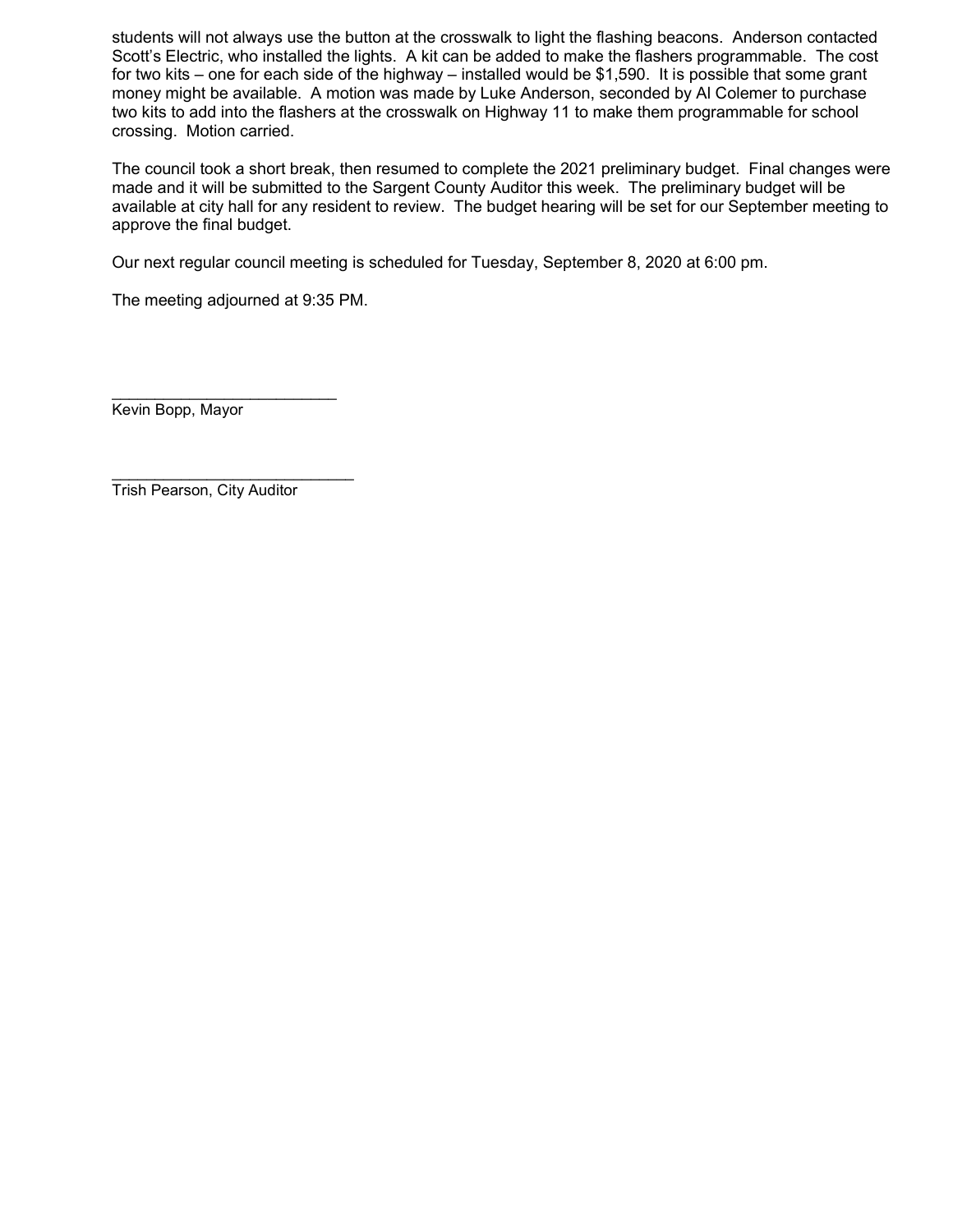students will not always use the button at the crosswalk to light the flashing beacons. Anderson contacted Scott's Electric, who installed the lights. A kit can be added to make the flashers programmable. The cost for two kits – one for each side of the highway – installed would be $1,590. It is possible that some grant money might be available. A motion was made by Luke Anderson, seconded by Al Colemer to purchase two kits to add into the flashers at the crosswalk on Highway 11 to make them programmable for school crossing. Motion carried.

The council took a short break, then resumed to complete the 2021 preliminary budget. Final changes were made and it will be submitted to the Sargent County Auditor this week. The preliminary budget will be available at city hall for any resident to review. The budget hearing will be set for our September meeting to approve the final budget.

Our next regular council meeting is scheduled for Tuesday, September 8, 2020 at 6:00 pm.

The meeting adjourned at 9:35 PM.

\_\_\_\_\_\_\_\_\_\_\_\_\_\_\_\_\_\_\_\_\_\_\_\_\_\_

Kevin Bopp, Mayor

\_\_\_\_\_\_\_\_\_\_\_\_\_\_\_\_\_\_\_\_\_\_\_\_\_\_\_\_

Trish Pearson, City Auditor